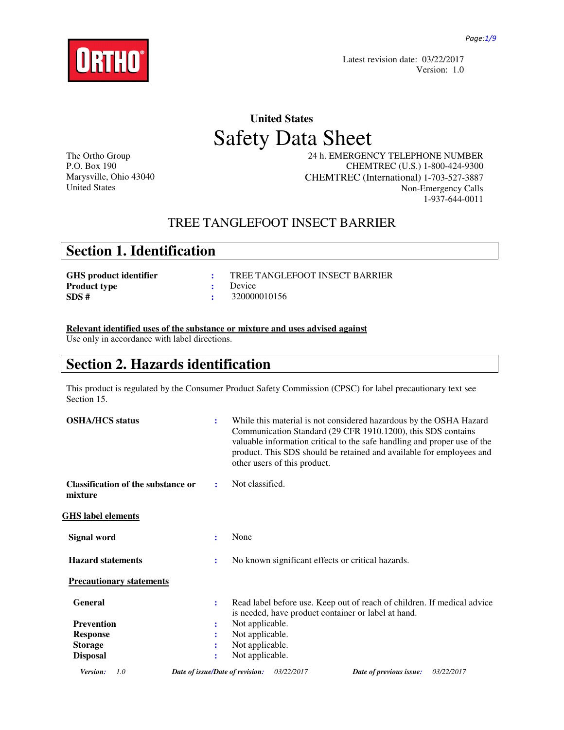Latest revision date: 03/22/2017
Version: 1.0

**United States**

# Safety Data Sheet

The Ortho Group
P.O. Box 190
Marysville, Ohio 43040
United States

24 h. EMERGENCY TELEPHONE NUMBER
CHEMTREC (U.S.) 1-800-424-9300
CHEMTREC (International) 1-703-527-3887
Non-Emergency Calls
1-937-644-0011

## TREE TANGLEFOOT INSECT BARRIER

## Section 1. Identification

| | | |
|---|---|---|
| **GHS product identifier** | : | TREE TANGLEFOOT INSECT BARRIER |
| **Product type** | : | Device |
| **SDS #** | : | 320000010156 |

**Relevant identified uses of the substance or mixture and uses advised against**

Use only in accordance with label directions.

## Section 2. Hazards identification

This product is regulated by the Consumer Product Safety Commission (CPSC) for label precautionary text see Section 15.

**OSHA/HCS status** : While this material is not considered hazardous by the OSHA Hazard Communication Standard (29 CFR 1910.1200), this SDS contains valuable information critical to the safe handling and proper use of the product. This SDS should be retained and available for employees and other users of this product.

**Classification of the substance or mixture** : Not classified.

**GHS label elements**

**Signal word** : None

**Hazard statements** : No known significant effects or critical hazards.

**Precautionary statements**

| | | |
|---|---|---|
| **General** | : | Read label before use. Keep out of reach of children. If medical advice is needed, have product container or label at hand. |
| **Prevention** | : | Not applicable. |
| **Response** | : | Not applicable. |
| **Storage** | : | Not applicable. |
| **Disposal** | : | Not applicable. |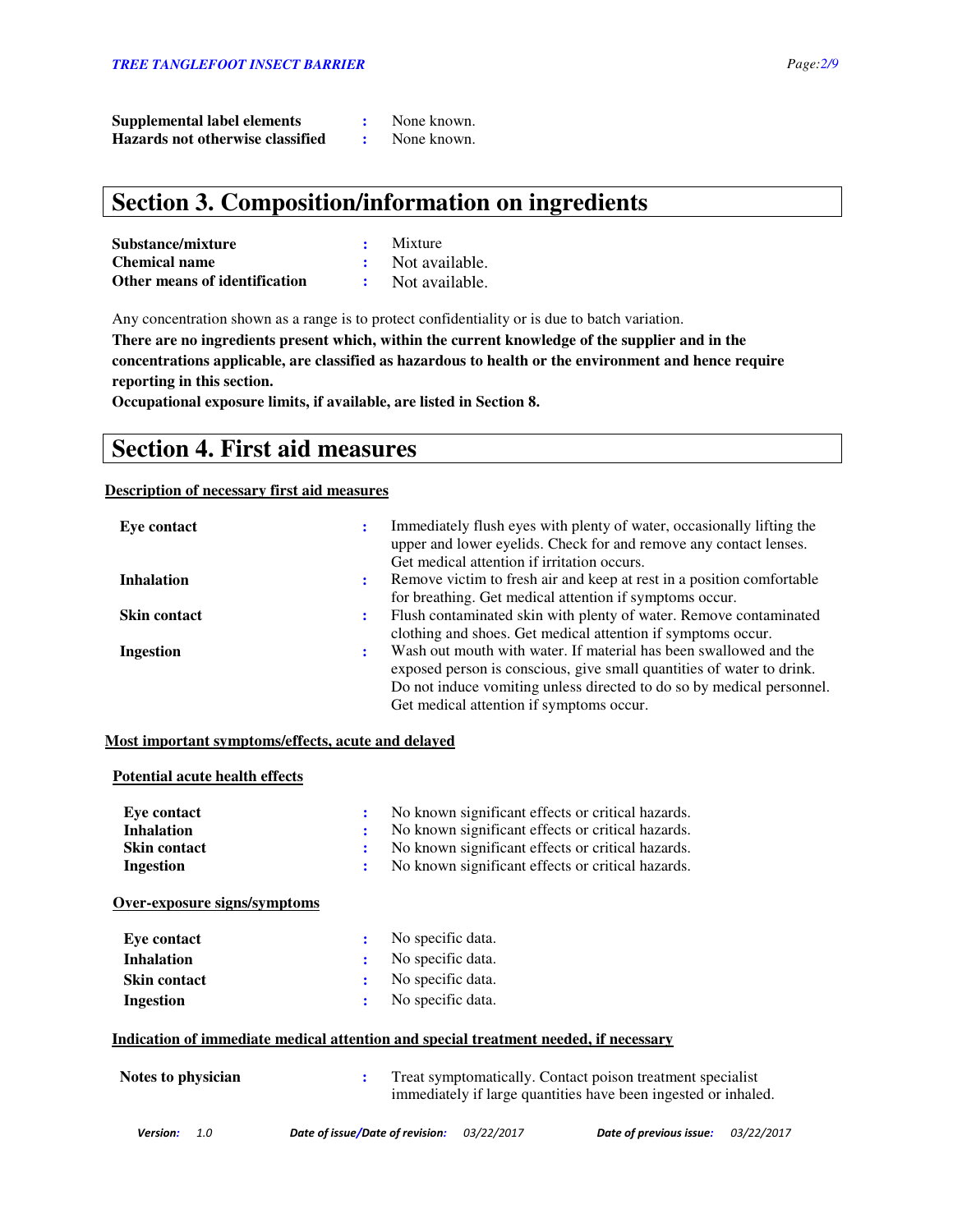| | | |
|---|---|---|
| **Supplemental label elements** | : | None known. |
| **Hazards not otherwise classified** | : | None known. |

## Section 3. Composition/information on ingredients

| | | |
|---|---|---|
| **Substance/mixture** | : | Mixture |
| **Chemical name** | : | Not available. |
| **Other means of identification** | : | Not available. |

Any concentration shown as a range is to protect confidentiality or is due to batch variation.

**There are no ingredients present which, within the current knowledge of the supplier and in the concentrations applicable, are classified as hazardous to health or the environment and hence require reporting in this section.**

**Occupational exposure limits, if available, are listed in Section 8.**

## Section 4. First aid measures

**Description of necessary first aid measures**

| | | |
|---|---|---|
| **Eye contact** | : | Immediately flush eyes with plenty of water, occasionally lifting the upper and lower eyelids. Check for and remove any contact lenses. Get medical attention if irritation occurs. |
| **Inhalation** | : | Remove victim to fresh air and keep at rest in a position comfortable for breathing. Get medical attention if symptoms occur. |
| **Skin contact** | : | Flush contaminated skin with plenty of water. Remove contaminated clothing and shoes. Get medical attention if symptoms occur. |
| **Ingestion** | : | Wash out mouth with water. If material has been swallowed and the exposed person is conscious, give small quantities of water to drink. Do not induce vomiting unless directed to do so by medical personnel. Get medical attention if symptoms occur. |

**Most important symptoms/effects, acute and delayed**

**Potential acute health effects**

| | | |
|---|---|---|
| **Eye contact** | : | No known significant effects or critical hazards. |
| **Inhalation** | : | No known significant effects or critical hazards. |
| **Skin contact** | : | No known significant effects or critical hazards. |
| **Ingestion** | : | No known significant effects or critical hazards. |

**Over-exposure signs/symptoms**

| | | |
|---|---|---|
| **Eye contact** | : | No specific data. |
| **Inhalation** | : | No specific data. |
| **Skin contact** | : | No specific data. |
| **Ingestion** | : | No specific data. |

**Indication of immediate medical attention and special treatment needed, if necessary**

| | | |
|---|---|---|
| **Notes to physician** | : | Treat symptomatically. Contact poison treatment specialist immediately if large quantities have been ingested or inhaled. |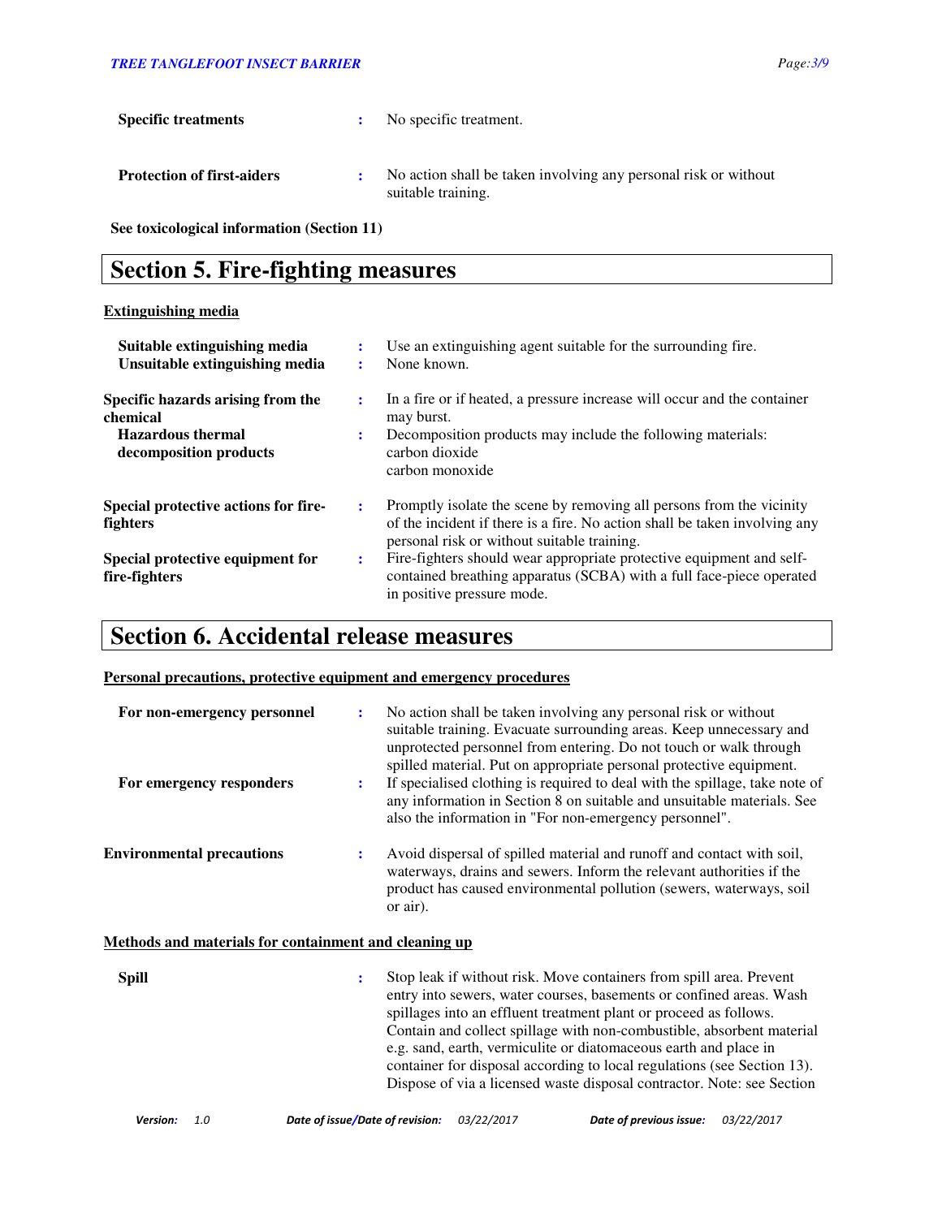**Specific treatments** : No specific treatment.

**Protection of first-aiders** : No action shall be taken involving any personal risk or without suitable training.

**See toxicological information (Section 11)**

# Section 5. Fire-fighting measures

**Extinguishing media**

**Suitable extinguishing media** : Use an extinguishing agent suitable for the surrounding fire.

**Unsuitable extinguishing media** : None known.

**Specific hazards arising from the chemical** : In a fire or if heated, a pressure increase will occur and the container may burst.

**Hazardous thermal decomposition products** : Decomposition products may include the following materials:
carbon dioxide
carbon monoxide

**Special protective actions for fire-fighters** : Promptly isolate the scene by removing all persons from the vicinity of the incident if there is a fire. No action shall be taken involving any personal risk or without suitable training.

**Special protective equipment for fire-fighters** : Fire-fighters should wear appropriate protective equipment and self-contained breathing apparatus (SCBA) with a full face-piece operated in positive pressure mode.

# Section 6. Accidental release measures

**Personal precautions, protective equipment and emergency procedures**

**For non-emergency personnel** : No action shall be taken involving any personal risk or without suitable training. Evacuate surrounding areas. Keep unnecessary and unprotected personnel from entering. Do not touch or walk through spilled material. Put on appropriate personal protective equipment.

**For emergency responders** : If specialised clothing is required to deal with the spillage, take note of any information in Section 8 on suitable and unsuitable materials. See also the information in "For non-emergency personnel".

**Environmental precautions** : Avoid dispersal of spilled material and runoff and contact with soil, waterways, drains and sewers. Inform the relevant authorities if the product has caused environmental pollution (sewers, waterways, soil or air).

**Methods and materials for containment and cleaning up**

**Spill** : Stop leak if without risk. Move containers from spill area. Prevent entry into sewers, water courses, basements or confined areas. Wash spillages into an effluent treatment plant or proceed as follows. Contain and collect spillage with non-combustible, absorbent material e.g. sand, earth, vermiculite or diatomaceous earth and place in container for disposal according to local regulations (see Section 13). Dispose of via a licensed waste disposal contractor. Note: see Section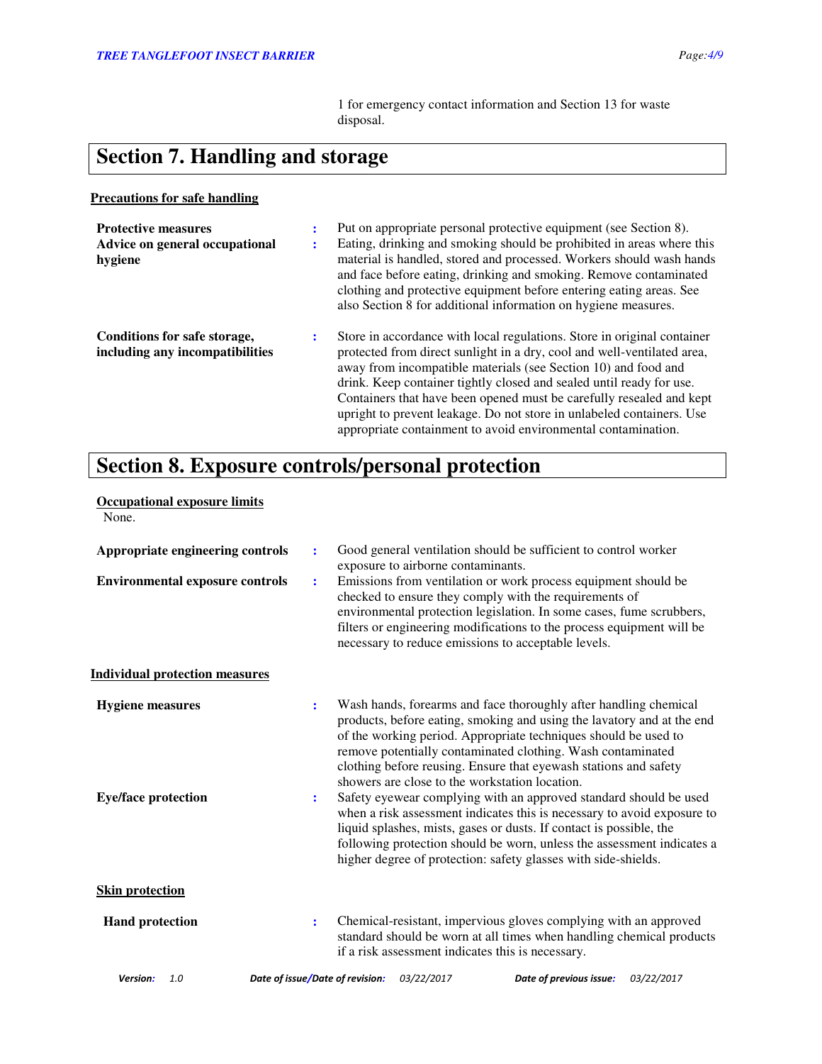1 for emergency contact information and Section 13 for waste disposal.

# Section 7. Handling and storage

**Precautions for safe handling**

**Protective measures** : Put on appropriate personal protective equipment (see Section 8).

**Advice on general occupational hygiene** : Eating, drinking and smoking should be prohibited in areas where this material is handled, stored and processed. Workers should wash hands and face before eating, drinking and smoking. Remove contaminated clothing and protective equipment before entering eating areas. See also Section 8 for additional information on hygiene measures.

**Conditions for safe storage, including any incompatibilities** : Store in accordance with local regulations. Store in original container protected from direct sunlight in a dry, cool and well-ventilated area, away from incompatible materials (see Section 10) and food and drink. Keep container tightly closed and sealed until ready for use. Containers that have been opened must be carefully resealed and kept upright to prevent leakage. Do not store in unlabeled containers. Use appropriate containment to avoid environmental contamination.

# Section 8. Exposure controls/personal protection

**Occupational exposure limits**

None.

**Appropriate engineering controls** : Good general ventilation should be sufficient to control worker exposure to airborne contaminants.

**Environmental exposure controls** : Emissions from ventilation or work process equipment should be checked to ensure they comply with the requirements of environmental protection legislation. In some cases, fume scrubbers, filters or engineering modifications to the process equipment will be necessary to reduce emissions to acceptable levels.

**Individual protection measures**

**Hygiene measures** : Wash hands, forearms and face thoroughly after handling chemical products, before eating, smoking and using the lavatory and at the end of the working period. Appropriate techniques should be used to remove potentially contaminated clothing. Wash contaminated clothing before reusing. Ensure that eyewash stations and safety showers are close to the workstation location.

**Eye/face protection** : Safety eyewear complying with an approved standard should be used when a risk assessment indicates this is necessary to avoid exposure to liquid splashes, mists, gases or dusts. If contact is possible, the following protection should be worn, unless the assessment indicates a higher degree of protection: safety glasses with side-shields.

**Skin protection**

**Hand protection** : Chemical-resistant, impervious gloves complying with an approved standard should be worn at all times when handling chemical products if a risk assessment indicates this is necessary.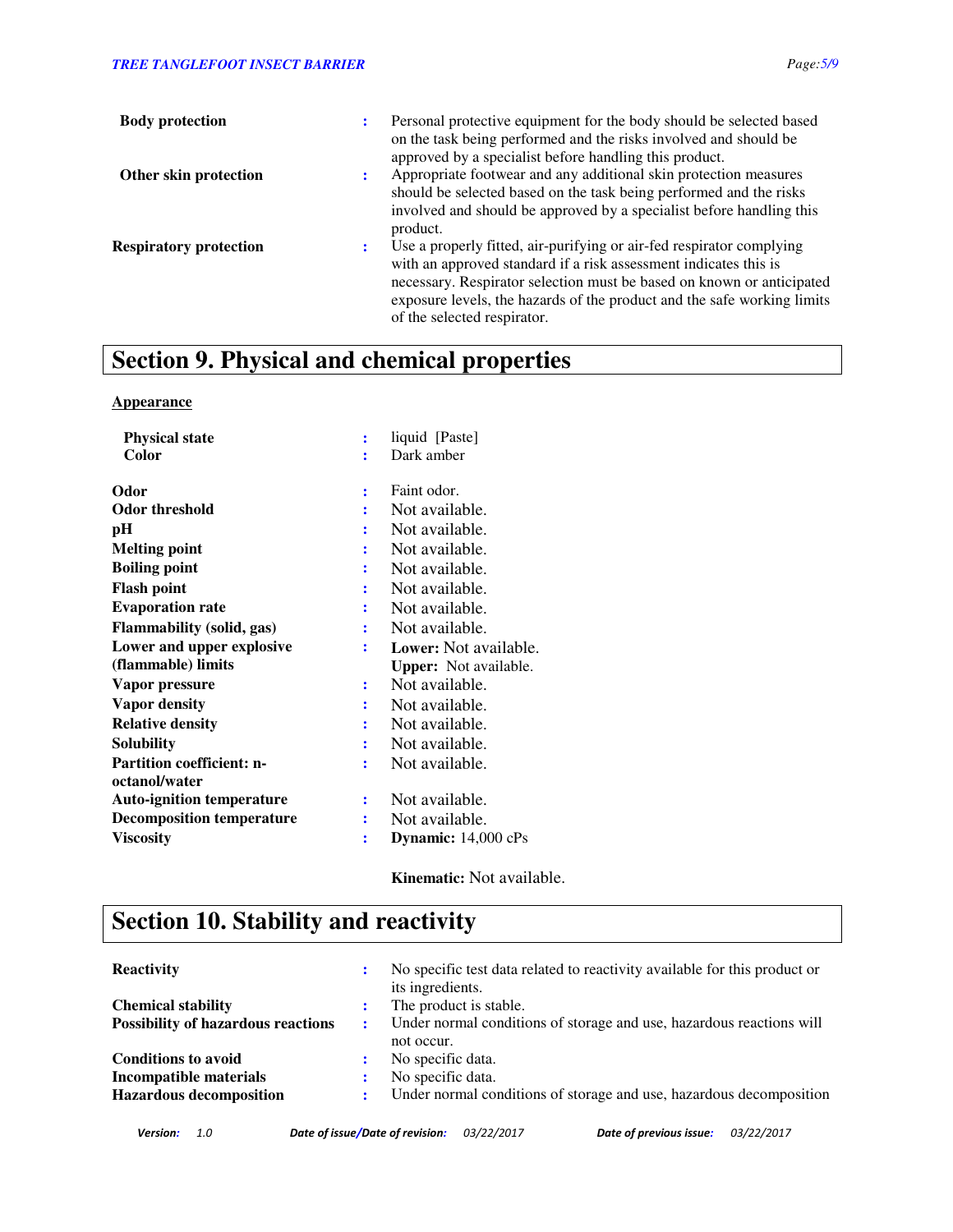| | | |
|---|---|---|
| **Body protection** | : | Personal protective equipment for the body should be selected based on the task being performed and the risks involved and should be approved by a specialist before handling this product. |
| **Other skin protection** | : | Appropriate footwear and any additional skin protection measures should be selected based on the task being performed and the risks involved and should be approved by a specialist before handling this product. |
| **Respiratory protection** | : | Use a properly fitted, air-purifying or air-fed respirator complying with an approved standard if a risk assessment indicates this is necessary. Respirator selection must be based on known or anticipated exposure levels, the hazards of the product and the safe working limits of the selected respirator. |

# Section 9. Physical and chemical properties

**Appearance**

| | | |
|---|---|---|
| **Physical state** | : | liquid [Paste] |
| **Color** | : | Dark amber |
| **Odor** | : | Faint odor. |
| **Odor threshold** | : | Not available. |
| **pH** | : | Not available. |
| **Melting point** | : | Not available. |
| **Boiling point** | : | Not available. |
| **Flash point** | : | Not available. |
| **Evaporation rate** | : | Not available. |
| **Flammability (solid, gas)** | : | Not available. |
| **Lower and upper explosive (flammable) limits** | : | **Lower:** Not available.<br>**Upper:** Not available. |
| **Vapor pressure** | : | Not available. |
| **Vapor density** | : | Not available. |
| **Relative density** | : | Not available. |
| **Solubility** | : | Not available. |
| **Partition coefficient: n-octanol/water** | : | Not available. |
| **Auto-ignition temperature** | : | Not available. |
| **Decomposition temperature** | : | Not available. |
| **Viscosity** | : | **Dynamic:** 14,000 cPs<br>**Kinematic:** Not available. |

# Section 10. Stability and reactivity

| | | |
|---|---|---|
| **Reactivity** | : | No specific test data related to reactivity available for this product or its ingredients. |
| **Chemical stability** | : | The product is stable. |
| **Possibility of hazardous reactions** | : | Under normal conditions of storage and use, hazardous reactions will not occur. |
| **Conditions to avoid** | : | No specific data. |
| **Incompatible materials** | : | No specific data. |
| **Hazardous decomposition** | : | Under normal conditions of storage and use, hazardous decomposition |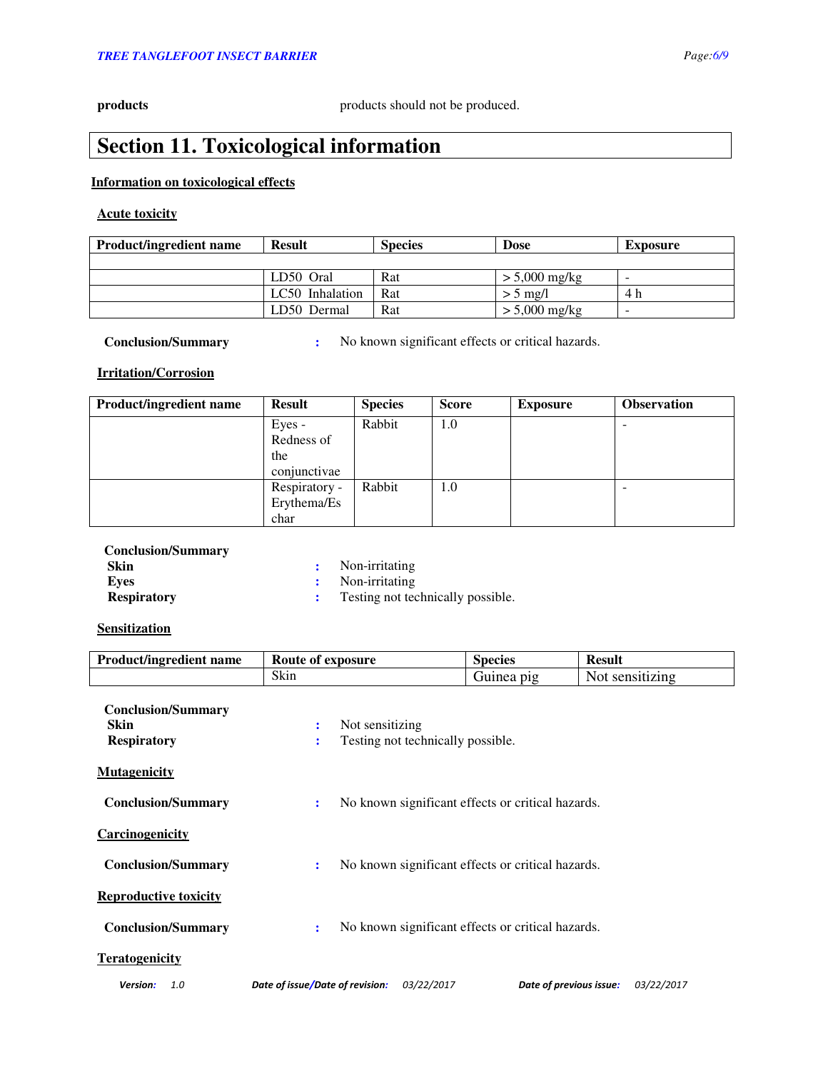| **products** | products should not be produced. |
|---|---|

## Section 11. Toxicological information

**Information on toxicological effects**

**Acute toxicity**

| Product/ingredient name | Result | Species | Dose | Exposure |
|---|---|---|---|---|
| | | | | |
| | LD50 Oral | Rat | > 5,000 mg/kg | - |
| | LC50 Inhalation | Rat | > 5 mg/l | 4 h |
| | LD50 Dermal | Rat | > 5,000 mg/kg | - |

**Conclusion/Summary** : No known significant effects or critical hazards.

**Irritation/Corrosion**

| Product/ingredient name | Result | Species | Score | Exposure | Observation |
|---|---|---|---|---|---|
| | Eyes - Redness of the conjunctivae | Rabbit | 1.0 | | - |
| | Respiratory - Erythema/Eschar | Rabbit | 1.0 | | - |

**Conclusion/Summary**
**Skin** : Non-irritating
**Eyes** : Non-irritating
**Respiratory** : Testing not technically possible.

**Sensitization**

| Product/ingredient name | Route of exposure | Species | Result |
|---|---|---|---|
| | Skin | Guinea pig | Not sensitizing |

**Conclusion/Summary**
**Skin** : Not sensitizing
**Respiratory** : Testing not technically possible.

**Mutagenicity**

**Conclusion/Summary** : No known significant effects or critical hazards.

**Carcinogenicity**

**Conclusion/Summary** : No known significant effects or critical hazards.

**Reproductive toxicity**

**Conclusion/Summary** : No known significant effects or critical hazards.

**Teratogenicity**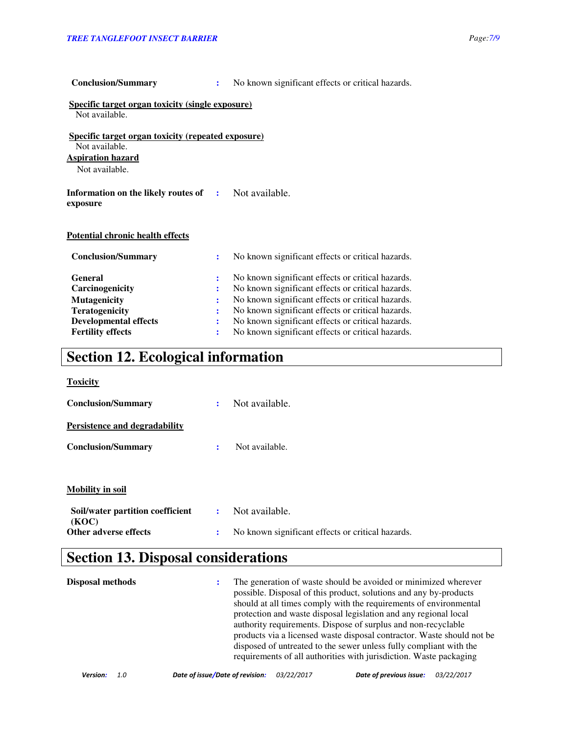**Conclusion/Summary** : No known significant effects or critical hazards.

**Specific target organ toxicity (single exposure)**

Not available.

**Specific target organ toxicity (repeated exposure)**

Not available.

**Aspiration hazard**

Not available.

**Information on the likely routes of exposure** : Not available.

**Potential chronic health effects**

| | | |
|---|---|---|
| **Conclusion/Summary** | : | No known significant effects or critical hazards. |
| **General** | : | No known significant effects or critical hazards. |
| **Carcinogenicity** | : | No known significant effects or critical hazards. |
| **Mutagenicity** | : | No known significant effects or critical hazards. |
| **Teratogenicity** | : | No known significant effects or critical hazards. |
| **Developmental effects** | : | No known significant effects or critical hazards. |
| **Fertility effects** | : | No known significant effects or critical hazards. |

# Section 12. Ecological information

**Toxicity**

**Conclusion/Summary** : Not available.

**Persistence and degradability**

**Conclusion/Summary** : Not available.

**Mobility in soil**

| | | |
|---|---|---|
| **Soil/water partition coefficient (KOC)** | : | Not available. |
| **Other adverse effects** | : | No known significant effects or critical hazards. |

# Section 13. Disposal considerations

**Disposal methods** : The generation of waste should be avoided or minimized wherever possible. Disposal of this product, solutions and any by-products should at all times comply with the requirements of environmental protection and waste disposal legislation and any regional local authority requirements. Dispose of surplus and non-recyclable products via a licensed waste disposal contractor. Waste should not be disposed of untreated to the sewer unless fully compliant with the requirements of all authorities with jurisdiction. Waste packaging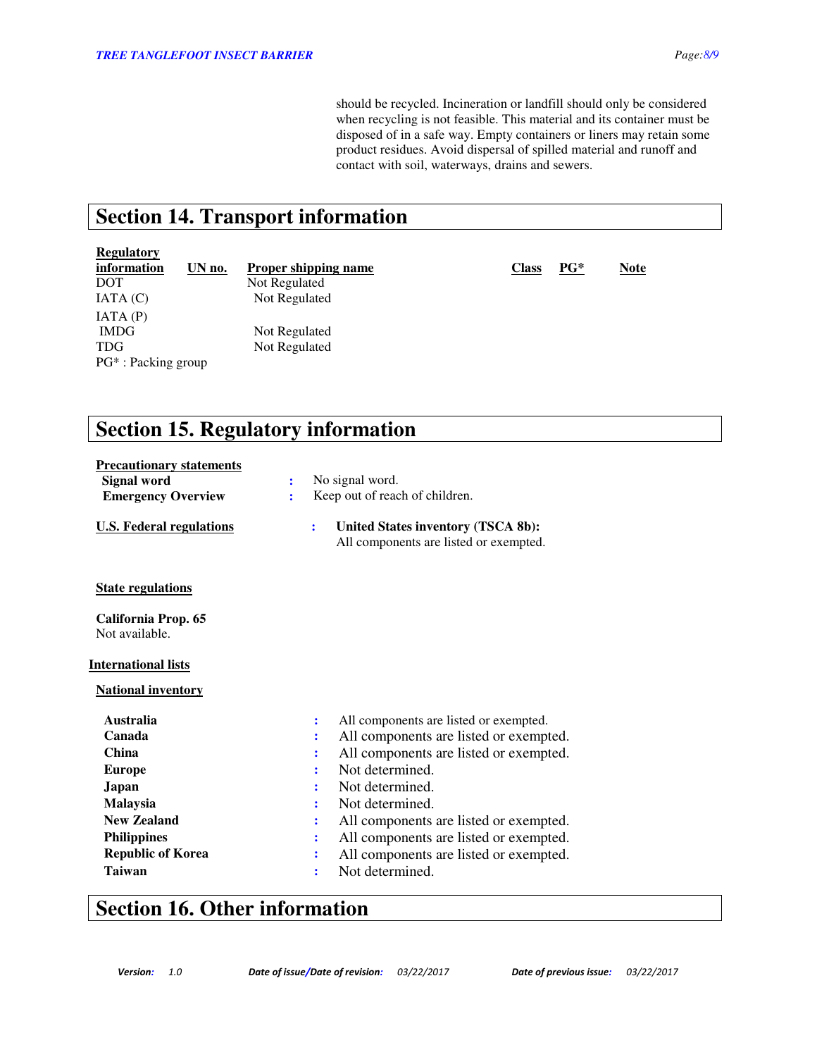should be recycled. Incineration or landfill should only be considered when recycling is not feasible. This material and its container must be disposed of in a safe way. Empty containers or liners may retain some product residues. Avoid dispersal of spilled material and runoff and contact with soil, waterways, drains and sewers.

## Section 14. Transport information

| Regulatory information | UN no. | Proper shipping name | Class | PG* | Note |
|---|---|---|---|---|---|
| DOT | | Not Regulated | | | |
| IATA (C) | | Not Regulated | | | |
| IATA (P) | | | | | |
| IMDG | | Not Regulated | | | |
| TDG | | Not Regulated | | | |

PG* : Packing group

## Section 15. Regulatory information

**Precautionary statements**

**Signal word** : No signal word.

**Emergency Overview** : Keep out of reach of children.

**U.S. Federal regulations** : **United States inventory (TSCA 8b):** All components are listed or exempted.

**State regulations**

**California Prop. 65**
Not available.

**International lists**

**National inventory**

| | | |
|---|---|---|
| **Australia** | : | All components are listed or exempted. |
| **Canada** | : | All components are listed or exempted. |
| **China** | : | All components are listed or exempted. |
| **Europe** | : | Not determined. |
| **Japan** | : | Not determined. |
| **Malaysia** | : | Not determined. |
| **New Zealand** | : | All components are listed or exempted. |
| **Philippines** | : | All components are listed or exempted. |
| **Republic of Korea** | : | All components are listed or exempted. |
| **Taiwan** | : | Not determined. |

## Section 16. Other information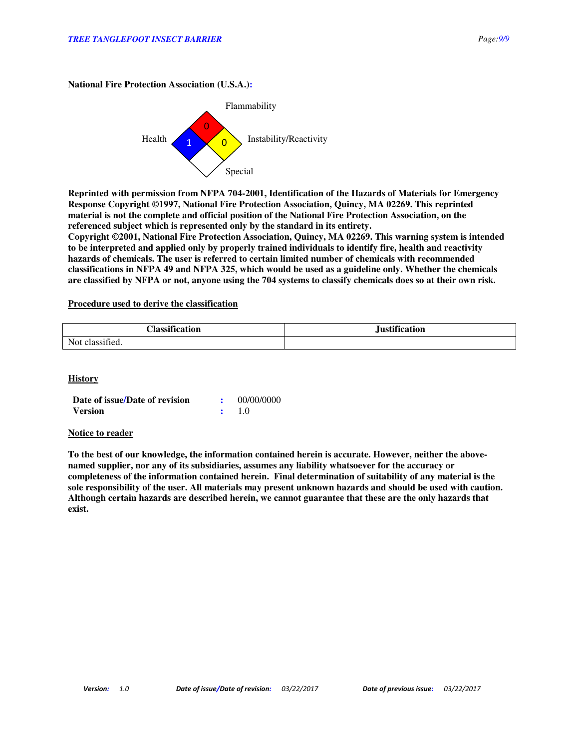**National Fire Protection Association (U.S.A.):**

Flammability

Health

Instability/Reactivity

Special

0

1

0

**Reprinted with permission from NFPA 704-2001, Identification of the Hazards of Materials for Emergency Response Copyright ©1997, National Fire Protection Association, Quincy, MA 02269. This reprinted material is not the complete and official position of the National Fire Protection Association, on the referenced subject which is represented only by the standard in its entirety.**
**Copyright ©2001, National Fire Protection Association, Quincy, MA 02269. This warning system is intended to be interpreted and applied only by properly trained individuals to identify fire, health and reactivity hazards of chemicals. The user is referred to certain limited number of chemicals with recommended classifications in NFPA 49 and NFPA 325, which would be used as a guideline only. Whether the chemicals are classified by NFPA or not, anyone using the 704 systems to classify chemicals does so at their own risk.**

**Procedure used to derive the classification**

| Classification | Justification |
|---|---|
| Not classified. | |

**History**

**Date of issue/Date of revision** : 00/00/0000
**Version** : 1.0

**Notice to reader**

**To the best of our knowledge, the information contained herein is accurate. However, neither the above-named supplier, nor any of its subsidiaries, assumes any liability whatsoever for the accuracy or completeness of the information contained herein. Final determination of suitability of any material is the sole responsibility of the user. All materials may present unknown hazards and should be used with caution. Although certain hazards are described herein, we cannot guarantee that these are the only hazards that exist.**